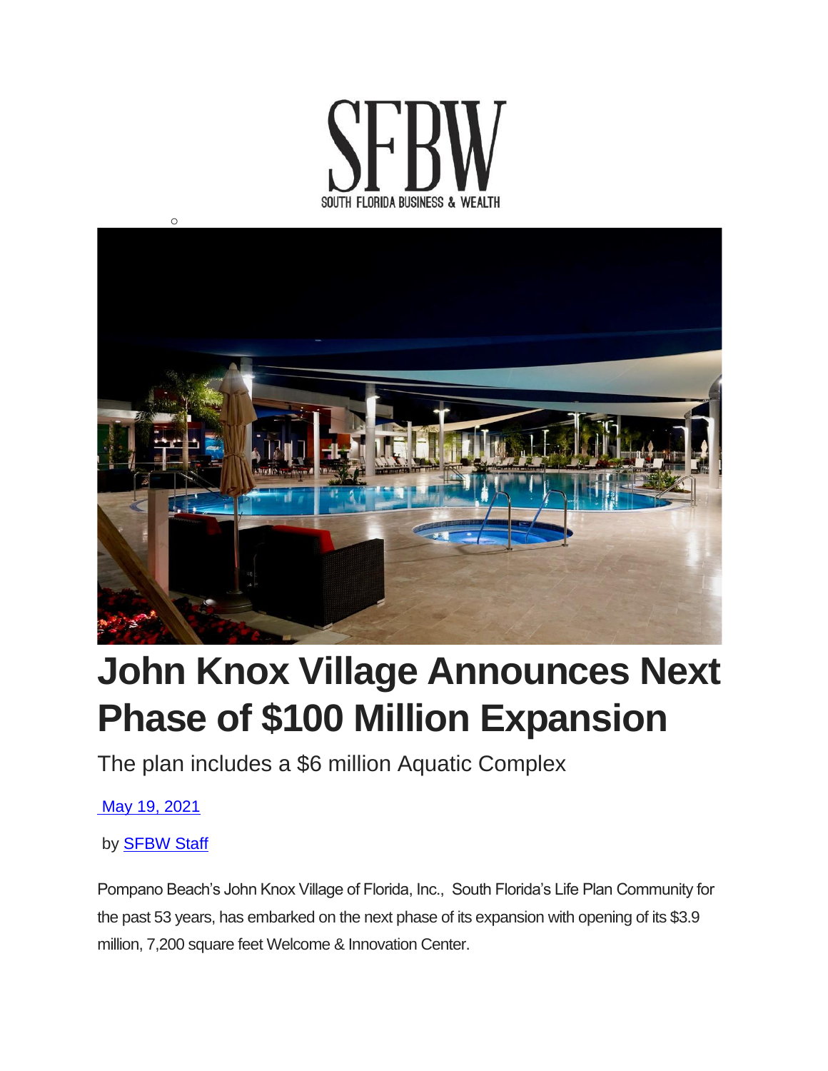SFBW

SOUTH FLORIDA BUSINESS & WEALTH

# John Knox Village Announces Next Phase of $100 Million Expansion

The plan includes a $6 million Aquatic Complex

May 19, 2021

by SFBW Staff

Pompano Beach's John Knox Village of Florida, Inc., South Florida's Life Plan Community for the past 53 years, has embarked on the next phase of its expansion with opening of its $3.9 million, 7,200 square feet Welcome & Innovation Center.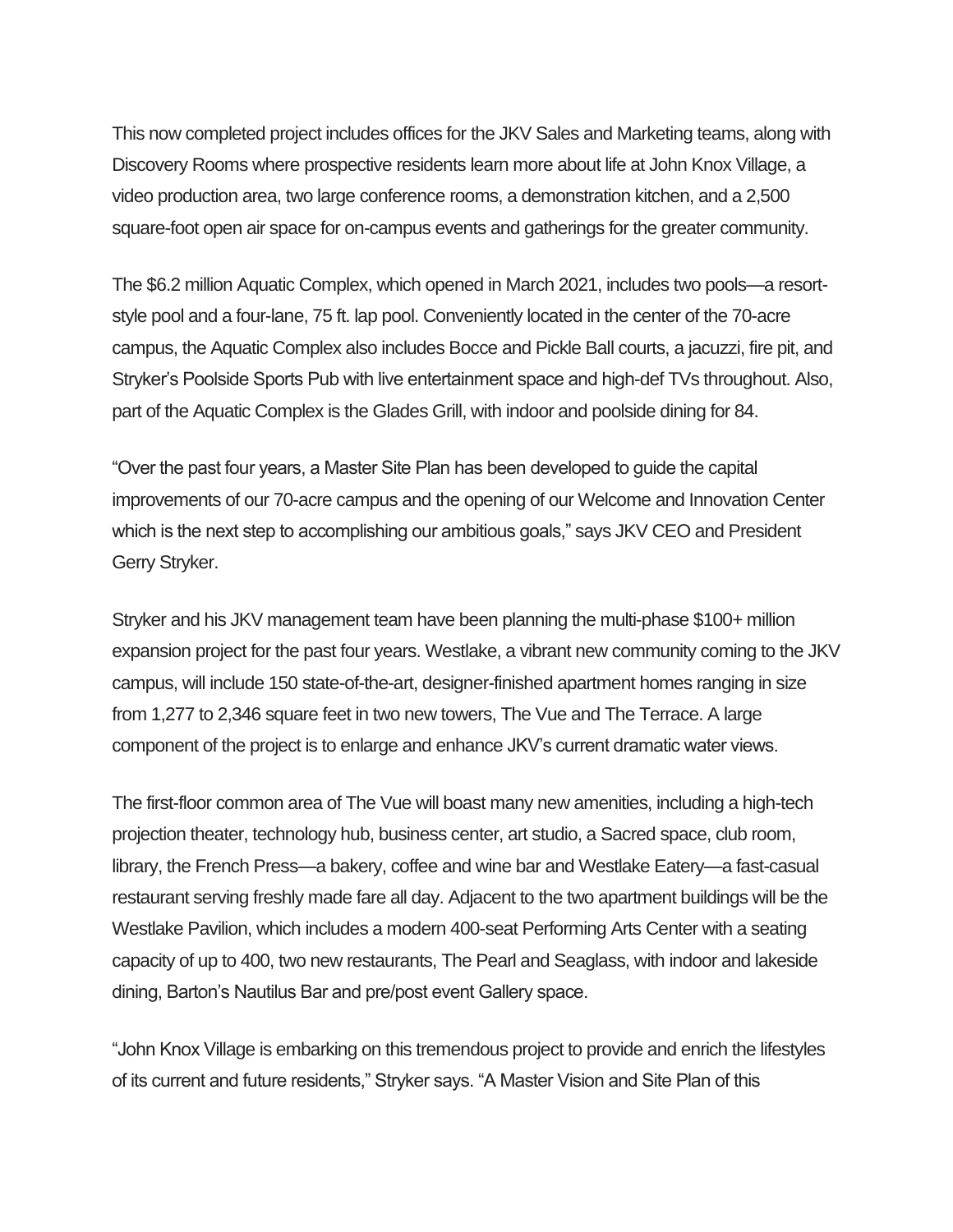This now completed project includes offices for the JKV Sales and Marketing teams, along with Discovery Rooms where prospective residents learn more about life at John Knox Village, a video production area, two large conference rooms, a demonstration kitchen, and a 2,500 square-foot open air space for on-campus events and gatherings for the greater community.

The $6.2 million Aquatic Complex, which opened in March 2021, includes two pools—a resort-style pool and a four-lane, 75 ft. lap pool. Conveniently located in the center of the 70-acre campus, the Aquatic Complex also includes Bocce and Pickle Ball courts, a jacuzzi, fire pit, and Stryker's Poolside Sports Pub with live entertainment space and high-def TVs throughout. Also, part of the Aquatic Complex is the Glades Grill, with indoor and poolside dining for 84.

"Over the past four years, a Master Site Plan has been developed to guide the capital improvements of our 70-acre campus and the opening of our Welcome and Innovation Center which is the next step to accomplishing our ambitious goals," says JKV CEO and President Gerry Stryker.

Stryker and his JKV management team have been planning the multi-phase $100+ million expansion project for the past four years. Westlake, a vibrant new community coming to the JKV campus, will include 150 state-of-the-art, designer-finished apartment homes ranging in size from 1,277 to 2,346 square feet in two new towers, The Vue and The Terrace. A large component of the project is to enlarge and enhance JKV's current dramatic water views.

The first-floor common area of The Vue will boast many new amenities, including a high-tech projection theater, technology hub, business center, art studio, a Sacred space, club room, library, the French Press—a bakery, coffee and wine bar and Westlake Eatery—a fast-casual restaurant serving freshly made fare all day. Adjacent to the two apartment buildings will be the Westlake Pavilion, which includes a modern 400-seat Performing Arts Center with a seating capacity of up to 400, two new restaurants, The Pearl and Seaglass, with indoor and lakeside dining, Barton's Nautilus Bar and pre/post event Gallery space.

"John Knox Village is embarking on this tremendous project to provide and enrich the lifestyles of its current and future residents," Stryker says. "A Master Vision and Site Plan of this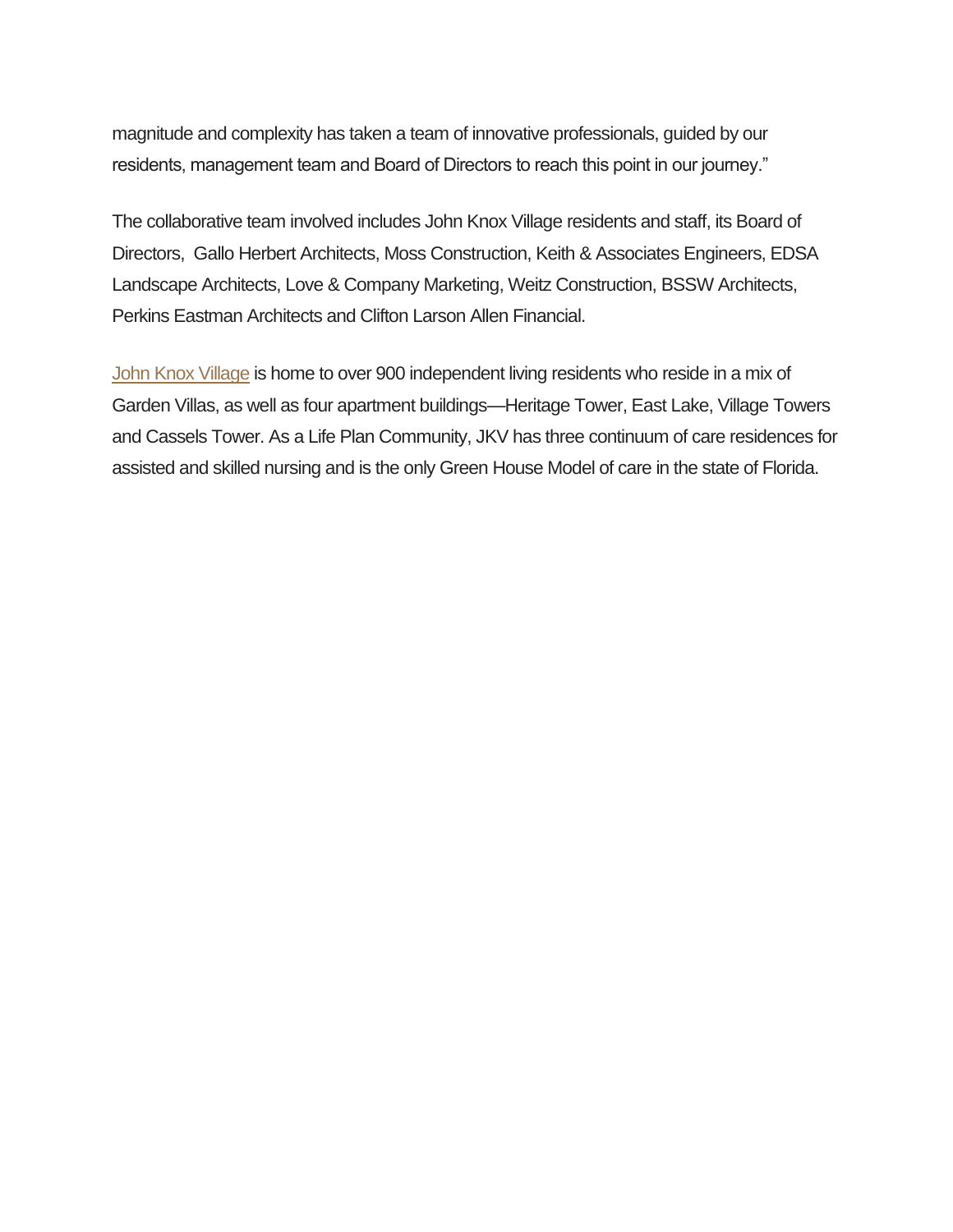magnitude and complexity has taken a team of innovative professionals, guided by our residents, management team and Board of Directors to reach this point in our journey."

The collaborative team involved includes John Knox Village residents and staff, its Board of Directors, Gallo Herbert Architects, Moss Construction, Keith & Associates Engineers, EDSA Landscape Architects, Love & Company Marketing, Weitz Construction, BSSW Architects, Perkins Eastman Architects and Clifton Larson Allen Financial.

John Knox Village is home to over 900 independent living residents who reside in a mix of Garden Villas, as well as four apartment buildings—Heritage Tower, East Lake, Village Towers and Cassels Tower. As a Life Plan Community, JKV has three continuum of care residences for assisted and skilled nursing and is the only Green House Model of care in the state of Florida.